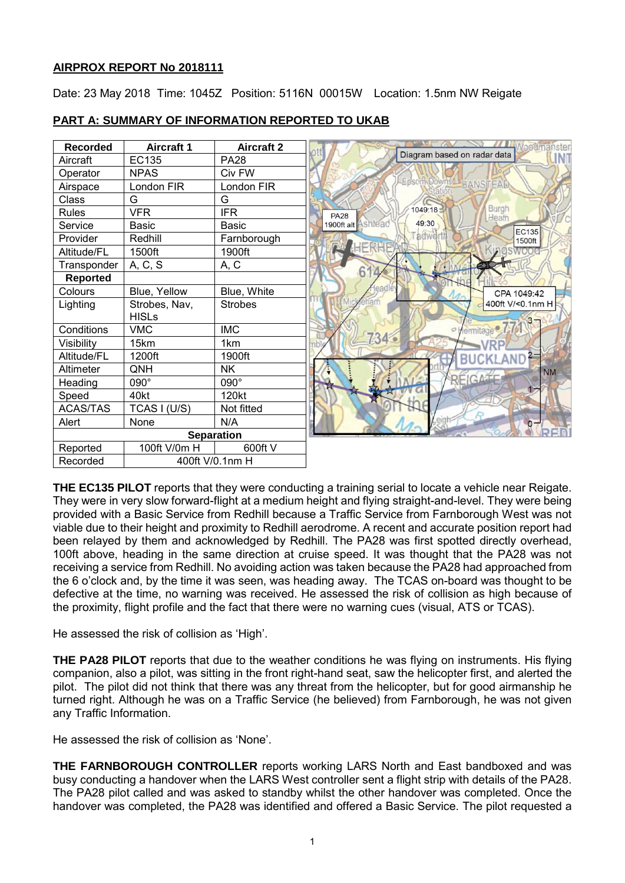**AIRPROX REPORT No 2018111**

Date: 23 May 2018 Time: 1045Z Position: 5116N 00015W Location: 1.5nm NW Reigate

**PART A: SUMMARY OF INFORMATION REPORTED TO UKAB**

| Recorded | Aircraft 1 | Aircraft 2 |
|---|---|---|
| Aircraft | EC135 | PA28 |
| Operator | NPAS | Civ FW |
| Airspace | London FIR | London FIR |
| Class | G | G |
| Rules | VFR | IFR |
| Service | Basic | Basic |
| Provider | Redhill | Farnborough |
| Altitude/FL | 1500ft | 1900ft |
| Transponder | A, C, S | A, C |
| **Reported** | | |
| Colours | Blue, Yellow | Blue, White |
| Lighting | Strobes, Nav, HISLs | Strobes |
| Conditions | VMC | IMC |
| Visibility | 15km | 1km |
| Altitude/FL | 1200ft | 1900ft |
| Altimeter | QNH | NK |
| Heading | 090° | 090° |
| Speed | 40kt | 120kt |
| ACAS/TAS | TCAS I (U/S) | Not fitted |
| Alert | None | N/A |
| **Separation** | | |
| Reported | 100ft V/0m H | 600ft V |
| Recorded | 400ft V/0.1nm H | |

Diagram based on radar data

PA28 1900ft alt

EC135 1500ft

1049:18

49:30

CPA 1049:42 400ft V/<0.1nm H

**THE EC135 PILOT** reports that they were conducting a training serial to locate a vehicle near Reigate. They were in very slow forward-flight at a medium height and flying straight-and-level. They were being provided with a Basic Service from Redhill because a Traffic Service from Farnborough West was not viable due to their height and proximity to Redhill aerodrome. A recent and accurate position report had been relayed by them and acknowledged by Redhill. The PA28 was first spotted directly overhead, 100ft above, heading in the same direction at cruise speed. It was thought that the PA28 was not receiving a service from Redhill. No avoiding action was taken because the PA28 had approached from the 6 o'clock and, by the time it was seen, was heading away. The TCAS on-board was thought to be defective at the time, no warning was received. He assessed the risk of collision as high because of the proximity, flight profile and the fact that there were no warning cues (visual, ATS or TCAS).

He assessed the risk of collision as 'High'.

**THE PA28 PILOT** reports that due to the weather conditions he was flying on instruments. His flying companion, also a pilot, was sitting in the front right-hand seat, saw the helicopter first, and alerted the pilot. The pilot did not think that there was any threat from the helicopter, but for good airmanship he turned right. Although he was on a Traffic Service (he believed) from Farnborough, he was not given any Traffic Information.

He assessed the risk of collision as 'None'.

**THE FARNBOROUGH CONTROLLER** reports working LARS North and East bandboxed and was busy conducting a handover when the LARS West controller sent a flight strip with details of the PA28. The PA28 pilot called and was asked to standby whilst the other handover was completed. Once the handover was completed, the PA28 was identified and offered a Basic Service. The pilot requested a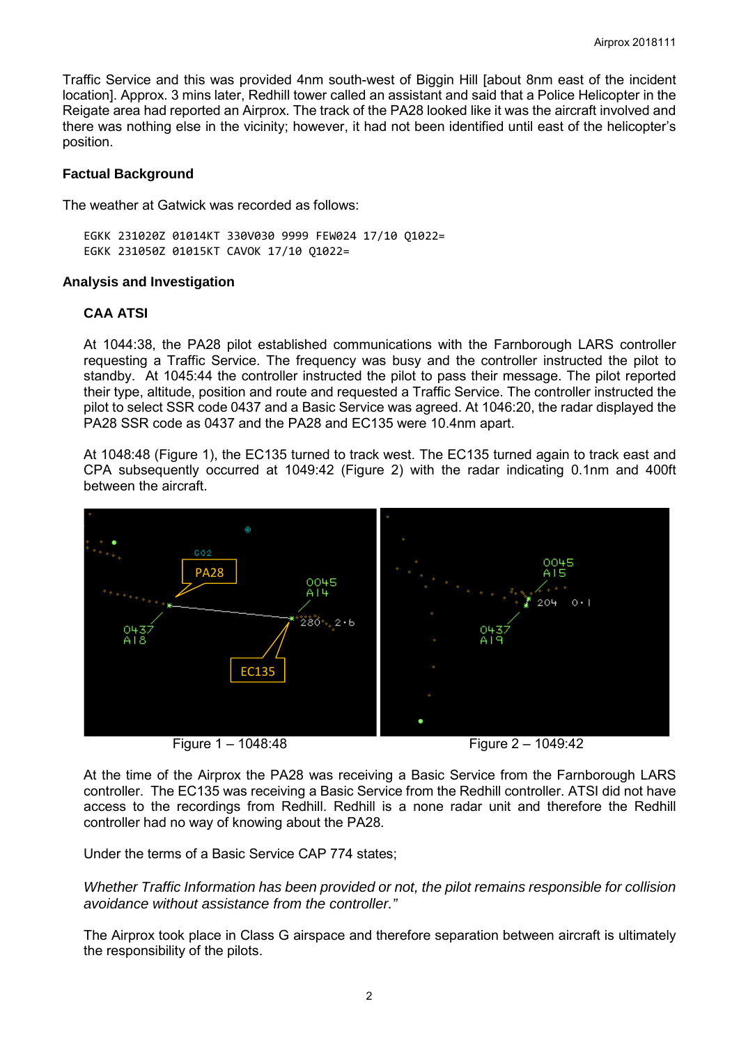Traffic Service and this was provided 4nm south-west of Biggin Hill [about 8nm east of the incident location]. Approx. 3 mins later, Redhill tower called an assistant and said that a Police Helicopter in the Reigate area had reported an Airprox. The track of the PA28 looked like it was the aircraft involved and there was nothing else in the vicinity; however, it had not been identified until east of the helicopter's position.

### Factual Background

The weather at Gatwick was recorded as follows:

```
EGKK 231020Z 01014KT 330V030 9999 FEW024 17/10 Q1022=
EGKK 231050Z 01015KT CAVOK 17/10 Q1022=
```

### Analysis and Investigation

#### CAA ATSI

At 1044:38, the PA28 pilot established communications with the Farnborough LARS controller requesting a Traffic Service. The frequency was busy and the controller instructed the pilot to standby. At 1045:44 the controller instructed the pilot to pass their message. The pilot reported their type, altitude, position and route and requested a Traffic Service. The controller instructed the pilot to select SSR code 0437 and a Basic Service was agreed. At 1046:20, the radar displayed the PA28 SSR code as 0437 and the PA28 and EC135 were 10.4nm apart.

At 1048:48 (Figure 1), the EC135 turned to track west. The EC135 turned again to track east and CPA subsequently occurred at 1049:42 (Figure 2) with the radar indicating 0.1nm and 400ft between the aircraft.

Figure 1 – 1048:48

Figure 2 – 1049:42

At the time of the Airprox the PA28 was receiving a Basic Service from the Farnborough LARS controller. The EC135 was receiving a Basic Service from the Redhill controller. ATSI did not have access to the recordings from Redhill. Redhill is a none radar unit and therefore the Redhill controller had no way of knowing about the PA28.

Under the terms of a Basic Service CAP 774 states;

*Whether Traffic Information has been provided or not, the pilot remains responsible for collision avoidance without assistance from the controller."*

The Airprox took place in Class G airspace and therefore separation between aircraft is ultimately the responsibility of the pilots.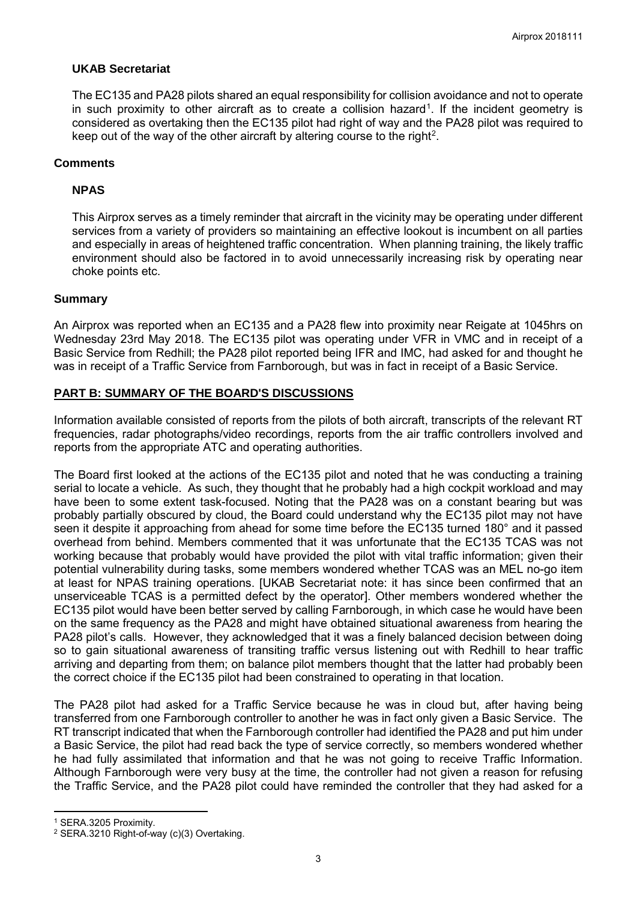### UKAB Secretariat

The EC135 and PA28 pilots shared an equal responsibility for collision avoidance and not to operate in such proximity to other aircraft as to create a collision hazard[1]. If the incident geometry is considered as overtaking then the EC135 pilot had right of way and the PA28 pilot was required to keep out of the way of the other aircraft by altering course to the right[2].

## Comments

### NPAS

This Airprox serves as a timely reminder that aircraft in the vicinity may be operating under different services from a variety of providers so maintaining an effective lookout is incumbent on all parties and especially in areas of heightened traffic concentration. When planning training, the likely traffic environment should also be factored in to avoid unnecessarily increasing risk by operating near choke points etc.

### Summary

An Airprox was reported when an EC135 and a PA28 flew into proximity near Reigate at 1045hrs on Wednesday 23rd May 2018. The EC135 pilot was operating under VFR in VMC and in receipt of a Basic Service from Redhill; the PA28 pilot reported being IFR and IMC, had asked for and thought he was in receipt of a Traffic Service from Farnborough, but was in fact in receipt of a Basic Service.

## PART B: SUMMARY OF THE BOARD'S DISCUSSIONS

Information available consisted of reports from the pilots of both aircraft, transcripts of the relevant RT frequencies, radar photographs/video recordings, reports from the air traffic controllers involved and reports from the appropriate ATC and operating authorities.

The Board first looked at the actions of the EC135 pilot and noted that he was conducting a training serial to locate a vehicle. As such, they thought that he probably had a high cockpit workload and may have been to some extent task-focused. Noting that the PA28 was on a constant bearing but was probably partially obscured by cloud, the Board could understand why the EC135 pilot may not have seen it despite it approaching from ahead for some time before the EC135 turned 180° and it passed overhead from behind. Members commented that it was unfortunate that the EC135 TCAS was not working because that probably would have provided the pilot with vital traffic information; given their potential vulnerability during tasks, some members wondered whether TCAS was an MEL no-go item at least for NPAS training operations. [UKAB Secretariat note: it has since been confirmed that an unserviceable TCAS is a permitted defect by the operator]. Other members wondered whether the EC135 pilot would have been better served by calling Farnborough, in which case he would have been on the same frequency as the PA28 and might have obtained situational awareness from hearing the PA28 pilot's calls. However, they acknowledged that it was a finely balanced decision between doing so to gain situational awareness of transiting traffic versus listening out with Redhill to hear traffic arriving and departing from them; on balance pilot members thought that the latter had probably been the correct choice if the EC135 pilot had been constrained to operating in that location.

The PA28 pilot had asked for a Traffic Service because he was in cloud but, after having being transferred from one Farnborough controller to another he was in fact only given a Basic Service. The RT transcript indicated that when the Farnborough controller had identified the PA28 and put him under a Basic Service, the pilot had read back the type of service correctly, so members wondered whether he had fully assimilated that information and that he was not going to receive Traffic Information. Although Farnborough were very busy at the time, the controller had not given a reason for refusing the Traffic Service, and the PA28 pilot could have reminded the controller that they had asked for a

---

[1] SERA.3205 Proximity.

[2] SERA.3210 Right-of-way (c)(3) Overtaking.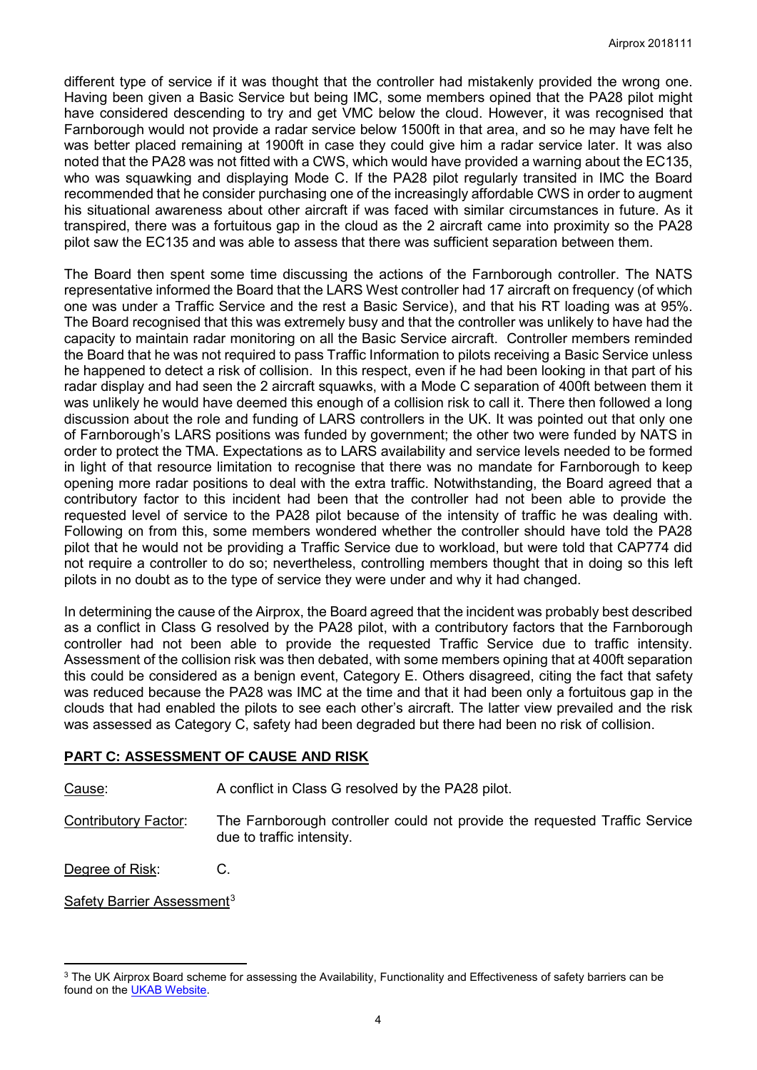different type of service if it was thought that the controller had mistakenly provided the wrong one. Having been given a Basic Service but being IMC, some members opined that the PA28 pilot might have considered descending to try and get VMC below the cloud. However, it was recognised that Farnborough would not provide a radar service below 1500ft in that area, and so he may have felt he was better placed remaining at 1900ft in case they could give him a radar service later. It was also noted that the PA28 was not fitted with a CWS, which would have provided a warning about the EC135, who was squawking and displaying Mode C. If the PA28 pilot regularly transited in IMC the Board recommended that he consider purchasing one of the increasingly affordable CWS in order to augment his situational awareness about other aircraft if was faced with similar circumstances in future. As it transpired, there was a fortuitous gap in the cloud as the 2 aircraft came into proximity so the PA28 pilot saw the EC135 and was able to assess that there was sufficient separation between them.

The Board then spent some time discussing the actions of the Farnborough controller. The NATS representative informed the Board that the LARS West controller had 17 aircraft on frequency (of which one was under a Traffic Service and the rest a Basic Service), and that his RT loading was at 95%. The Board recognised that this was extremely busy and that the controller was unlikely to have had the capacity to maintain radar monitoring on all the Basic Service aircraft. Controller members reminded the Board that he was not required to pass Traffic Information to pilots receiving a Basic Service unless he happened to detect a risk of collision. In this respect, even if he had been looking in that part of his radar display and had seen the 2 aircraft squawks, with a Mode C separation of 400ft between them it was unlikely he would have deemed this enough of a collision risk to call it. There then followed a long discussion about the role and funding of LARS controllers in the UK. It was pointed out that only one of Farnborough's LARS positions was funded by government; the other two were funded by NATS in order to protect the TMA. Expectations as to LARS availability and service levels needed to be formed in light of that resource limitation to recognise that there was no mandate for Farnborough to keep opening more radar positions to deal with the extra traffic. Notwithstanding, the Board agreed that a contributory factor to this incident had been that the controller had not been able to provide the requested level of service to the PA28 pilot because of the intensity of traffic he was dealing with. Following on from this, some members wondered whether the controller should have told the PA28 pilot that he would not be providing a Traffic Service due to workload, but were told that CAP774 did not require a controller to do so; nevertheless, controlling members thought that in doing so this left pilots in no doubt as to the type of service they were under and why it had changed.

In determining the cause of the Airprox, the Board agreed that the incident was probably best described as a conflict in Class G resolved by the PA28 pilot, with a contributory factors that the Farnborough controller had not been able to provide the requested Traffic Service due to traffic intensity. Assessment of the collision risk was then debated, with some members opining that at 400ft separation this could be considered as a benign event, Category E. Others disagreed, citing the fact that safety was reduced because the PA28 was IMC at the time and that it had been only a fortuitous gap in the clouds that had enabled the pilots to see each other's aircraft. The latter view prevailed and the risk was assessed as Category C, safety had been degraded but there had been no risk of collision.

## PART C: ASSESSMENT OF CAUSE AND RISK

Cause: A conflict in Class G resolved by the PA28 pilot.

Contributory Factor: The Farnborough controller could not provide the requested Traffic Service due to traffic intensity.

Degree of Risk: C.

Safety Barrier Assessment[3]

[3] The UK Airprox Board scheme for assessing the Availability, Functionality and Effectiveness of safety barriers can be found on the UKAB Website.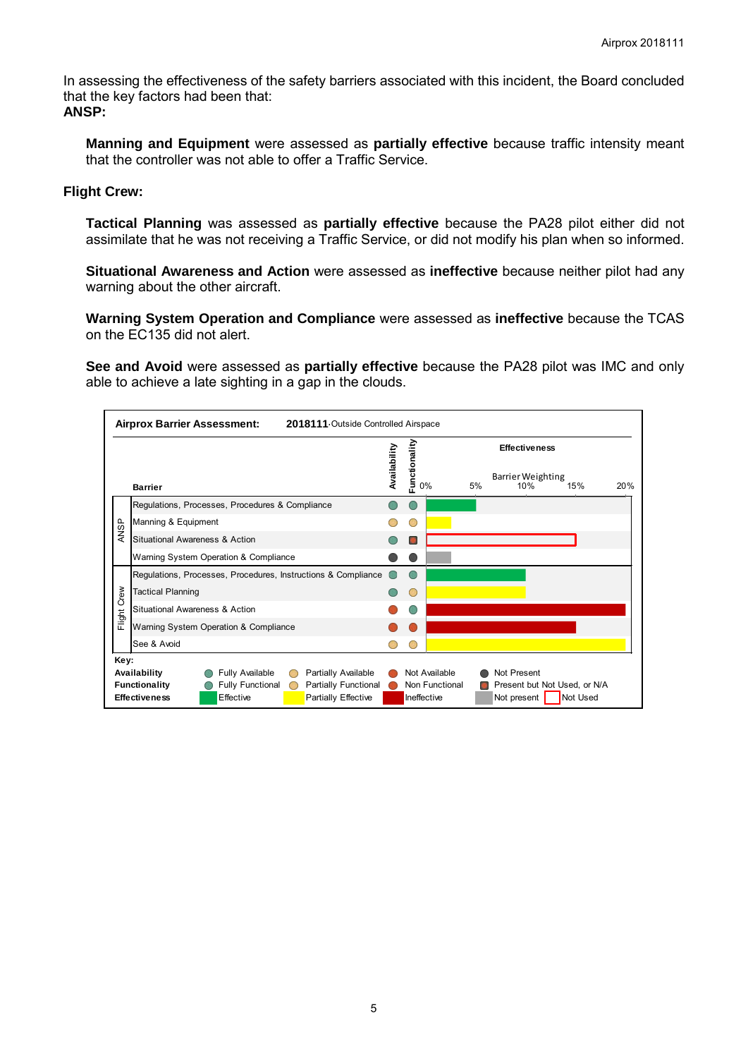In assessing the effectiveness of the safety barriers associated with this incident, the Board concluded that the key factors had been that:

**ANSP:**

**Manning and Equipment** were assessed as **partially effective** because traffic intensity meant that the controller was not able to offer a Traffic Service.

**Flight Crew:**

**Tactical Planning** was assessed as **partially effective** because the PA28 pilot either did not assimilate that he was not receiving a Traffic Service, or did not modify his plan when so informed.

**Situational Awareness and Action** were assessed as **ineffective** because neither pilot had any warning about the other aircraft.

**Warning System Operation and Compliance** were assessed as **ineffective** because the TCAS on the EC135 did not alert.

**See and Avoid** were assessed as **partially effective** because the PA28 pilot was IMC and only able to achieve a late sighting in a gap in the clouds.

Airprox Barrier Assessment: **2018111** - Outside Controlled Airspace

Barrier

Availability

Functionality

Effectiveness

Barrier Weighting

0% 5% 10% 15% 20%

ANSP

Regulations, Processes, Procedures & Compliance

Manning & Equipment

Situational Awareness & Action

Warning System Operation & Compliance

Flight Crew

Regulations, Processes, Procedures, Instructions & Compliance

Tactical Planning

Situational Awareness & Action

Warning System Operation & Compliance

See & Avoid

Key:

Availability: Fully Available, Partially Available, Not Available, Not Present

Functionality: Fully Functional, Partially Functional, Non Functional, Present but Not Used, or N/A

Effectiveness: Effective, Partially Effective, Ineffective, Not present, Not Used